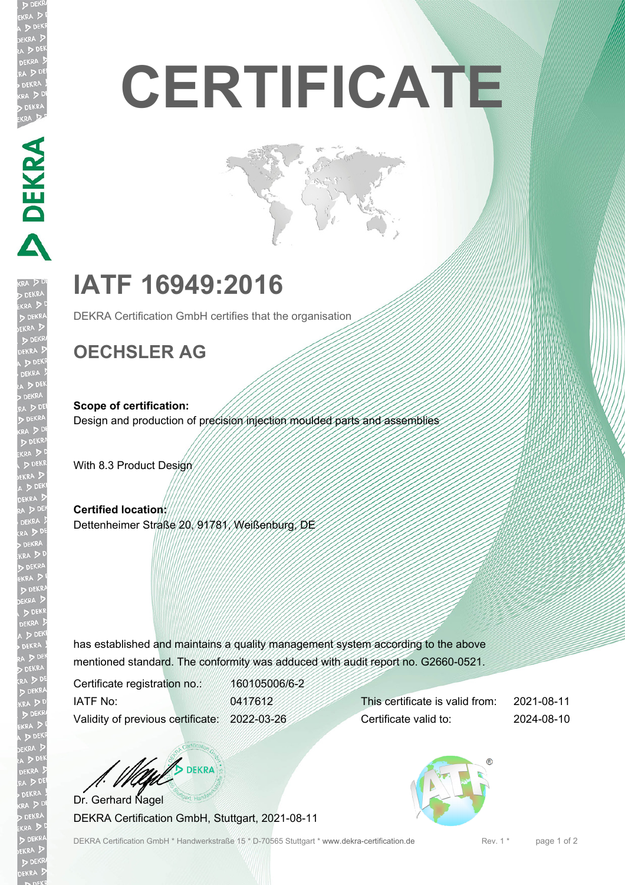# CERTIFICATE

## IATF 16949:2016

DEKRA Certification GmbH certifies that the organisation

## OECHSLER AG

**Scope of certification:**
Design and production of precision injection moulded parts and assemblies

With 8.3 Product Design

**Certified location:**
Dettenheimer Straße 20, 91781, Weißenburg, DE

has established and maintains a quality management system according to the above mentioned standard. The conformity was adduced with audit report no. G2660-0521.

| | | | |
|---|---|---|---|
| Certificate registration no.: | 160105006/6-2 | | |
| IATF No: | 0417612 | This certificate is valid from: | 2021-08-11 |
| Validity of previous certificate: | 2022-03-26 | Certificate valid to: | 2024-08-10 |

Dr. Gerhard Nagel
DEKRA Certification GmbH, Stuttgart, 2021-08-11

DEKRA Certification GmbH * Handwerkstraße 15 * D-70565 Stuttgart * www.dekra-certification.de    Rev. 1 *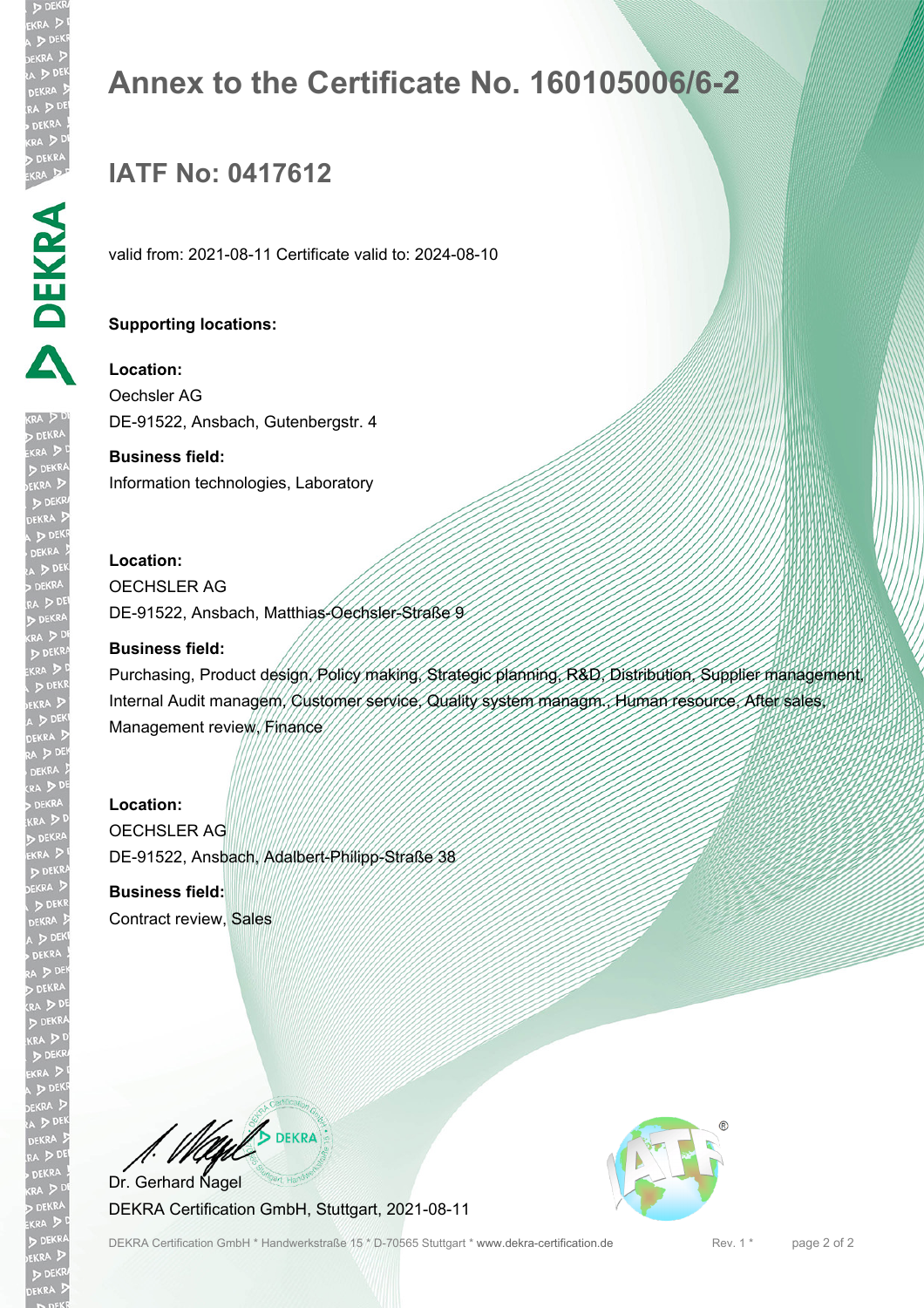# Annex to the Certificate No. 160105006/6-2

## IATF No: 0417612

valid from: 2021-08-11 Certificate valid to: 2024-08-10

**Supporting locations:**

**Location:**
Oechsler AG
DE-91522, Ansbach, Gutenbergstr. 4

**Business field:**
Information technologies, Laboratory

**Location:**
OECHSLER AG
DE-91522, Ansbach, Matthias-Oechsler-Straße 9

**Business field:**
Purchasing, Product design, Policy making, Strategic planning, R&D, Distribution, Supplier management, Internal Audit managem, Customer service, Quality system managm., Human resource, After sales, Management review, Finance

**Location:**
OECHSLER AG
DE-91522, Ansbach, Adalbert-Philipp-Straße 38

**Business field:**
Contract review, Sales

Dr. Gerhard Nagel
DEKRA Certification GmbH, Stuttgart, 2021-08-11

DEKRA Certification GmbH * Handwerkstraße 15 * D-70565 Stuttgart * www.dekra-certification.de Rev. 1 *